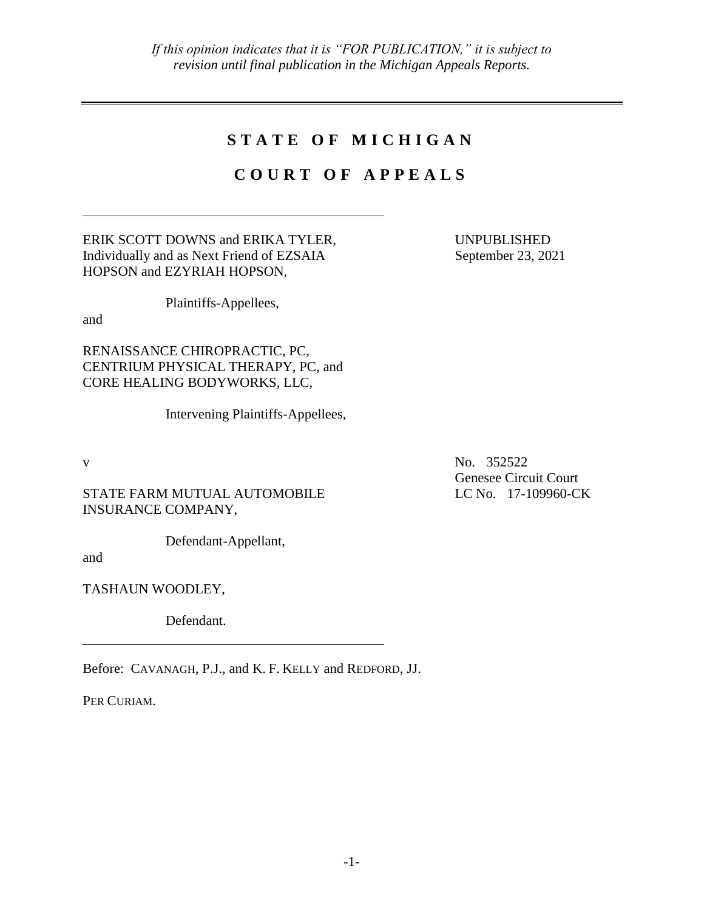*If this opinion indicates that it is "FOR PUBLICATION," it is subject to revision until final publication in the Michigan Appeals Reports.*

# STATE OF MICHIGAN

# COURT OF APPEALS

ERIK SCOTT DOWNS and ERIKA TYLER, Individually and as Next Friend of EZSAIA HOPSON and EZYRIAH HOPSON,

Plaintiffs-Appellees,

and

RENAISSANCE CHIROPRACTIC, PC, CENTRIUM PHYSICAL THERAPY, PC, and CORE HEALING BODYWORKS, LLC,

Intervening Plaintiffs-Appellees,

UNPUBLISHED
September 23, 2021

v

STATE FARM MUTUAL AUTOMOBILE INSURANCE COMPANY,

Defendant-Appellant,

and

TASHAUN WOODLEY,

Defendant.

No. 352522
Genesee Circuit Court
LC No. 17-109960-CK

Before: CAVANAGH, P.J., and K. F. KELLY and REDFORD, JJ.

PER CURIAM.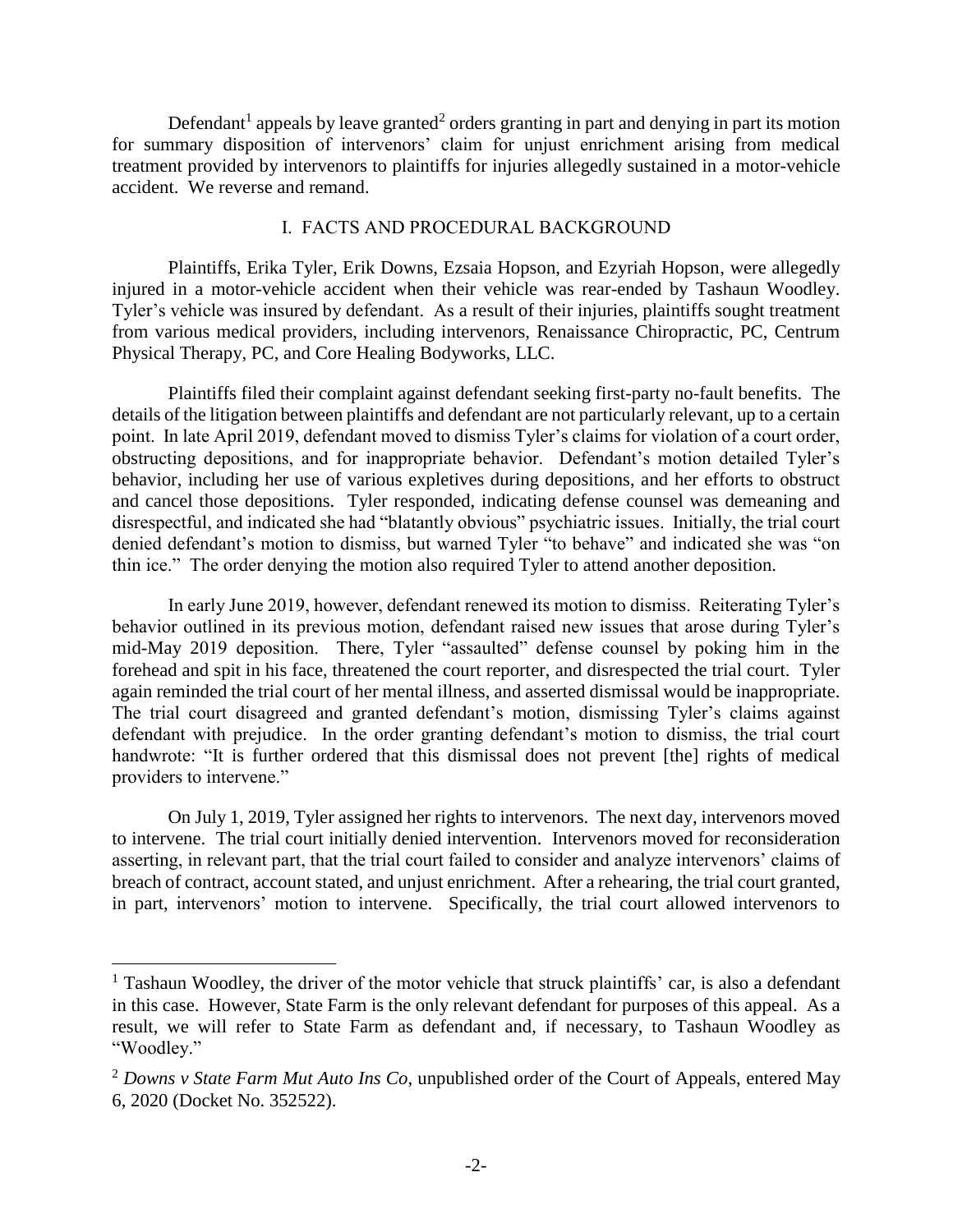Defendant[1] appeals by leave granted[2] orders granting in part and denying in part its motion for summary disposition of intervenors' claim for unjust enrichment arising from medical treatment provided by intervenors to plaintiffs for injuries allegedly sustained in a motor-vehicle accident. We reverse and remand.

## I. FACTS AND PROCEDURAL BACKGROUND

Plaintiffs, Erika Tyler, Erik Downs, Ezsaia Hopson, and Ezyriah Hopson, were allegedly injured in a motor-vehicle accident when their vehicle was rear-ended by Tashaun Woodley. Tyler's vehicle was insured by defendant. As a result of their injuries, plaintiffs sought treatment from various medical providers, including intervenors, Renaissance Chiropractic, PC, Centrum Physical Therapy, PC, and Core Healing Bodyworks, LLC.

Plaintiffs filed their complaint against defendant seeking first-party no-fault benefits. The details of the litigation between plaintiffs and defendant are not particularly relevant, up to a certain point. In late April 2019, defendant moved to dismiss Tyler's claims for violation of a court order, obstructing depositions, and for inappropriate behavior. Defendant's motion detailed Tyler's behavior, including her use of various expletives during depositions, and her efforts to obstruct and cancel those depositions. Tyler responded, indicating defense counsel was demeaning and disrespectful, and indicated she had "blatantly obvious" psychiatric issues. Initially, the trial court denied defendant's motion to dismiss, but warned Tyler "to behave" and indicated she was "on thin ice." The order denying the motion also required Tyler to attend another deposition.

In early June 2019, however, defendant renewed its motion to dismiss. Reiterating Tyler's behavior outlined in its previous motion, defendant raised new issues that arose during Tyler's mid-May 2019 deposition. There, Tyler "assaulted" defense counsel by poking him in the forehead and spit in his face, threatened the court reporter, and disrespected the trial court. Tyler again reminded the trial court of her mental illness, and asserted dismissal would be inappropriate. The trial court disagreed and granted defendant's motion, dismissing Tyler's claims against defendant with prejudice. In the order granting defendant's motion to dismiss, the trial court handwrote: "It is further ordered that this dismissal does not prevent [the] rights of medical providers to intervene."

On July 1, 2019, Tyler assigned her rights to intervenors. The next day, intervenors moved to intervene. The trial court initially denied intervention. Intervenors moved for reconsideration asserting, in relevant part, that the trial court failed to consider and analyze intervenors' claims of breach of contract, account stated, and unjust enrichment. After a rehearing, the trial court granted, in part, intervenors' motion to intervene. Specifically, the trial court allowed intervenors to

---

[1] Tashaun Woodley, the driver of the motor vehicle that struck plaintiffs' car, is also a defendant in this case. However, State Farm is the only relevant defendant for purposes of this appeal. As a result, we will refer to State Farm as defendant and, if necessary, to Tashaun Woodley as "Woodley."

[2] *Downs v State Farm Mut Auto Ins Co*, unpublished order of the Court of Appeals, entered May 6, 2020 (Docket No. 352522).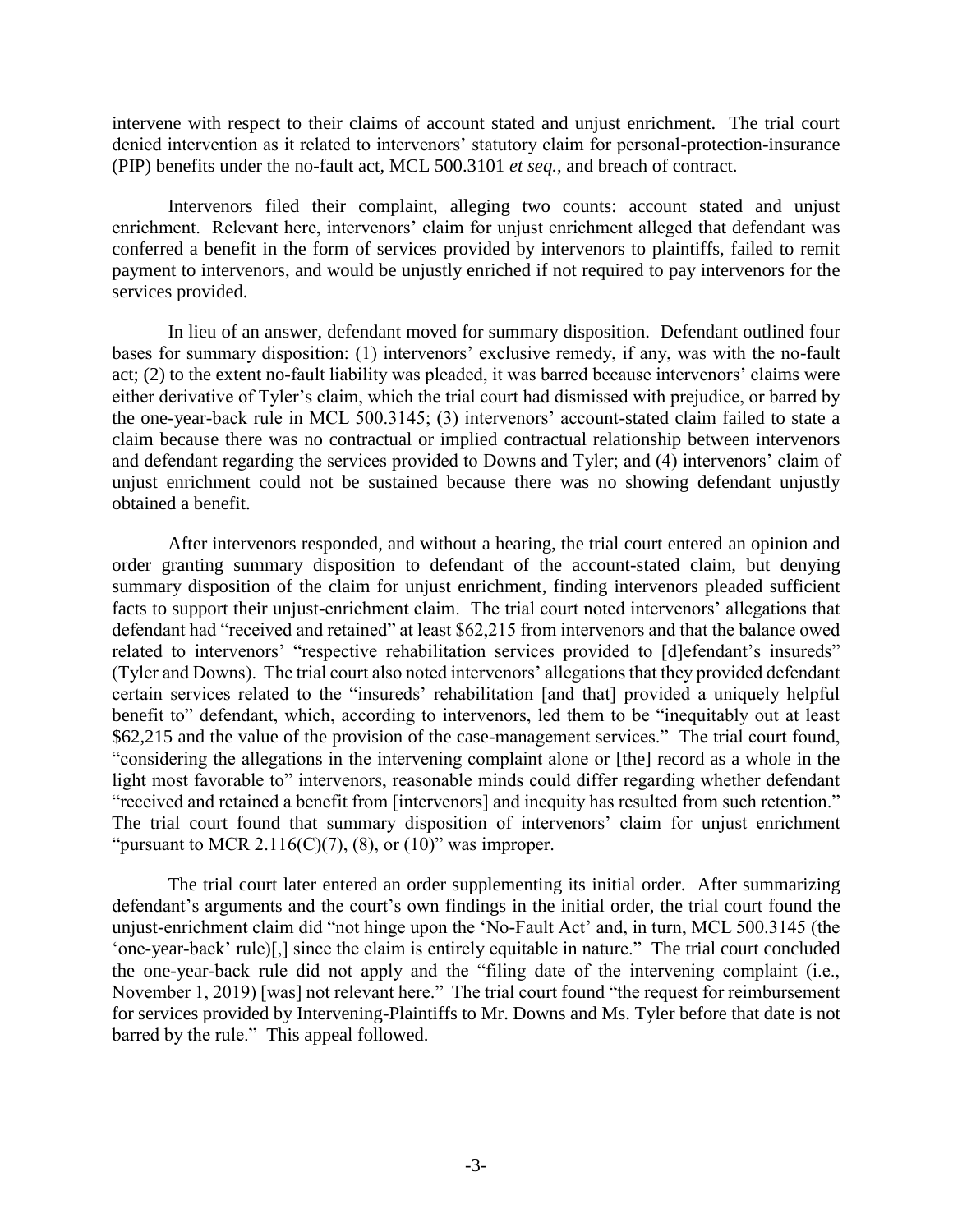intervene with respect to their claims of account stated and unjust enrichment. The trial court denied intervention as it related to intervenors' statutory claim for personal-protection-insurance (PIP) benefits under the no-fault act, MCL 500.3101 *et seq.*, and breach of contract.

Intervenors filed their complaint, alleging two counts: account stated and unjust enrichment. Relevant here, intervenors' claim for unjust enrichment alleged that defendant was conferred a benefit in the form of services provided by intervenors to plaintiffs, failed to remit payment to intervenors, and would be unjustly enriched if not required to pay intervenors for the services provided.

In lieu of an answer, defendant moved for summary disposition. Defendant outlined four bases for summary disposition: (1) intervenors' exclusive remedy, if any, was with the no-fault act; (2) to the extent no-fault liability was pleaded, it was barred because intervenors' claims were either derivative of Tyler's claim, which the trial court had dismissed with prejudice, or barred by the one-year-back rule in MCL 500.3145; (3) intervenors' account-stated claim failed to state a claim because there was no contractual or implied contractual relationship between intervenors and defendant regarding the services provided to Downs and Tyler; and (4) intervenors' claim of unjust enrichment could not be sustained because there was no showing defendant unjustly obtained a benefit.

After intervenors responded, and without a hearing, the trial court entered an opinion and order granting summary disposition to defendant of the account-stated claim, but denying summary disposition of the claim for unjust enrichment, finding intervenors pleaded sufficient facts to support their unjust-enrichment claim. The trial court noted intervenors' allegations that defendant had "received and retained" at least $62,215 from intervenors and that the balance owed related to intervenors' "respective rehabilitation services provided to [d]efendant's insureds" (Tyler and Downs). The trial court also noted intervenors' allegations that they provided defendant certain services related to the "insureds' rehabilitation [and that] provided a uniquely helpful benefit to" defendant, which, according to intervenors, led them to be "inequitably out at least $62,215 and the value of the provision of the case-management services." The trial court found, "considering the allegations in the intervening complaint alone or [the] record as a whole in the light most favorable to" intervenors, reasonable minds could differ regarding whether defendant "received and retained a benefit from [intervenors] and inequity has resulted from such retention." The trial court found that summary disposition of intervenors' claim for unjust enrichment "pursuant to MCR 2.116(C)(7), (8), or (10)" was improper.

The trial court later entered an order supplementing its initial order. After summarizing defendant's arguments and the court's own findings in the initial order, the trial court found the unjust-enrichment claim did "not hinge upon the 'No-Fault Act' and, in turn, MCL 500.3145 (the 'one-year-back' rule)[,] since the claim is entirely equitable in nature." The trial court concluded the one-year-back rule did not apply and the "filing date of the intervening complaint (i.e., November 1, 2019) [was] not relevant here." The trial court found "the request for reimbursement for services provided by Intervening-Plaintiffs to Mr. Downs and Ms. Tyler before that date is not barred by the rule." This appeal followed.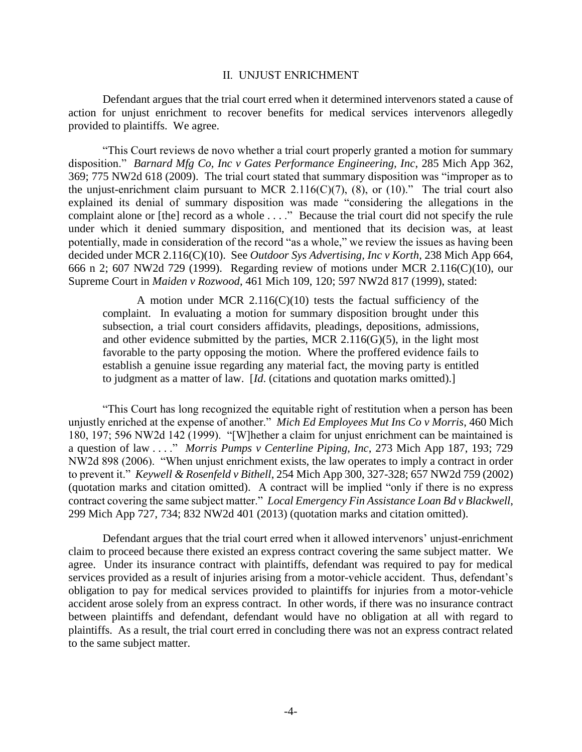## II. UNJUST ENRICHMENT

Defendant argues that the trial court erred when it determined intervenors stated a cause of action for unjust enrichment to recover benefits for medical services intervenors allegedly provided to plaintiffs. We agree.

"This Court reviews de novo whether a trial court properly granted a motion for summary disposition." *Barnard Mfg Co, Inc v Gates Performance Engineering, Inc*, 285 Mich App 362, 369; 775 NW2d 618 (2009). The trial court stated that summary disposition was "improper as to the unjust-enrichment claim pursuant to MCR 2.116(C)(7), (8), or (10)." The trial court also explained its denial of summary disposition was made "considering the allegations in the complaint alone or [the] record as a whole . . . ." Because the trial court did not specify the rule under which it denied summary disposition, and mentioned that its decision was, at least potentially, made in consideration of the record "as a whole," we review the issues as having been decided under MCR 2.116(C)(10). See *Outdoor Sys Advertising, Inc v Korth*, 238 Mich App 664, 666 n 2; 607 NW2d 729 (1999). Regarding review of motions under MCR 2.116(C)(10), our Supreme Court in *Maiden v Rozwood*, 461 Mich 109, 120; 597 NW2d 817 (1999), stated:

> A motion under MCR 2.116(C)(10) tests the factual sufficiency of the complaint. In evaluating a motion for summary disposition brought under this subsection, a trial court considers affidavits, pleadings, depositions, admissions, and other evidence submitted by the parties, MCR 2.116(G)(5), in the light most favorable to the party opposing the motion. Where the proffered evidence fails to establish a genuine issue regarding any material fact, the moving party is entitled to judgment as a matter of law. [*Id*. (citations and quotation marks omitted).]

"This Court has long recognized the equitable right of restitution when a person has been unjustly enriched at the expense of another." *Mich Ed Employees Mut Ins Co v Morris*, 460 Mich 180, 197; 596 NW2d 142 (1999). "[W]hether a claim for unjust enrichment can be maintained is a question of law . . . ." *Morris Pumps v Centerline Piping, Inc*, 273 Mich App 187, 193; 729 NW2d 898 (2006). "When unjust enrichment exists, the law operates to imply a contract in order to prevent it." *Keywell & Rosenfeld v Bithell*, 254 Mich App 300, 327-328; 657 NW2d 759 (2002) (quotation marks and citation omitted). A contract will be implied "only if there is no express contract covering the same subject matter." *Local Emergency Fin Assistance Loan Bd v Blackwell*, 299 Mich App 727, 734; 832 NW2d 401 (2013) (quotation marks and citation omitted).

Defendant argues that the trial court erred when it allowed intervenors' unjust-enrichment claim to proceed because there existed an express contract covering the same subject matter. We agree. Under its insurance contract with plaintiffs, defendant was required to pay for medical services provided as a result of injuries arising from a motor-vehicle accident. Thus, defendant's obligation to pay for medical services provided to plaintiffs for injuries from a motor-vehicle accident arose solely from an express contract. In other words, if there was no insurance contract between plaintiffs and defendant, defendant would have no obligation at all with regard to plaintiffs. As a result, the trial court erred in concluding there was not an express contract related to the same subject matter.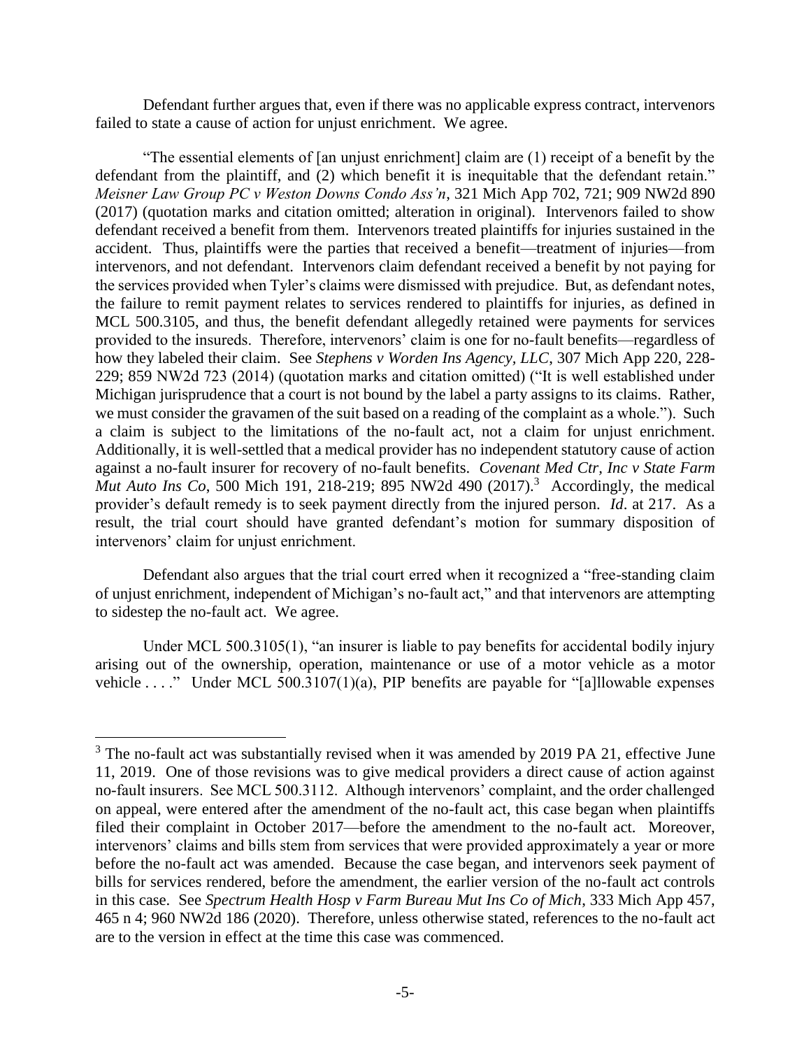Defendant further argues that, even if there was no applicable express contract, intervenors failed to state a cause of action for unjust enrichment. We agree.

"The essential elements of [an unjust enrichment] claim are (1) receipt of a benefit by the defendant from the plaintiff, and (2) which benefit it is inequitable that the defendant retain." *Meisner Law Group PC v Weston Downs Condo Ass'n*, 321 Mich App 702, 721; 909 NW2d 890 (2017) (quotation marks and citation omitted; alteration in original). Intervenors failed to show defendant received a benefit from them. Intervenors treated plaintiffs for injuries sustained in the accident. Thus, plaintiffs were the parties that received a benefit—treatment of injuries—from intervenors, and not defendant. Intervenors claim defendant received a benefit by not paying for the services provided when Tyler's claims were dismissed with prejudice. But, as defendant notes, the failure to remit payment relates to services rendered to plaintiffs for injuries, as defined in MCL 500.3105, and thus, the benefit defendant allegedly retained were payments for services provided to the insureds. Therefore, intervenors' claim is one for no-fault benefits—regardless of how they labeled their claim. See *Stephens v Worden Ins Agency, LLC*, 307 Mich App 220, 228-229; 859 NW2d 723 (2014) (quotation marks and citation omitted) ("It is well established under Michigan jurisprudence that a court is not bound by the label a party assigns to its claims. Rather, we must consider the gravamen of the suit based on a reading of the complaint as a whole."). Such a claim is subject to the limitations of the no-fault act, not a claim for unjust enrichment. Additionally, it is well-settled that a medical provider has no independent statutory cause of action against a no-fault insurer for recovery of no-fault benefits. *Covenant Med Ctr, Inc v State Farm Mut Auto Ins Co*, 500 Mich 191, 218-219; 895 NW2d 490 (2017).[3] Accordingly, the medical provider's default remedy is to seek payment directly from the injured person. *Id*. at 217. As a result, the trial court should have granted defendant's motion for summary disposition of intervenors' claim for unjust enrichment.

Defendant also argues that the trial court erred when it recognized a "free-standing claim of unjust enrichment, independent of Michigan's no-fault act," and that intervenors are attempting to sidestep the no-fault act. We agree.

Under MCL 500.3105(1), "an insurer is liable to pay benefits for accidental bodily injury arising out of the ownership, operation, maintenance or use of a motor vehicle as a motor vehicle . . . ." Under MCL 500.3107(1)(a), PIP benefits are payable for "[a]llowable expenses

---

[3] The no-fault act was substantially revised when it was amended by 2019 PA 21, effective June 11, 2019. One of those revisions was to give medical providers a direct cause of action against no-fault insurers. See MCL 500.3112. Although intervenors' complaint, and the order challenged on appeal, were entered after the amendment of the no-fault act, this case began when plaintiffs filed their complaint in October 2017—before the amendment to the no-fault act. Moreover, intervenors' claims and bills stem from services that were provided approximately a year or more before the no-fault act was amended. Because the case began, and intervenors seek payment of bills for services rendered, before the amendment, the earlier version of the no-fault act controls in this case. See *Spectrum Health Hosp v Farm Bureau Mut Ins Co of Mich*, 333 Mich App 457, 465 n 4; 960 NW2d 186 (2020). Therefore, unless otherwise stated, references to the no-fault act are to the version in effect at the time this case was commenced.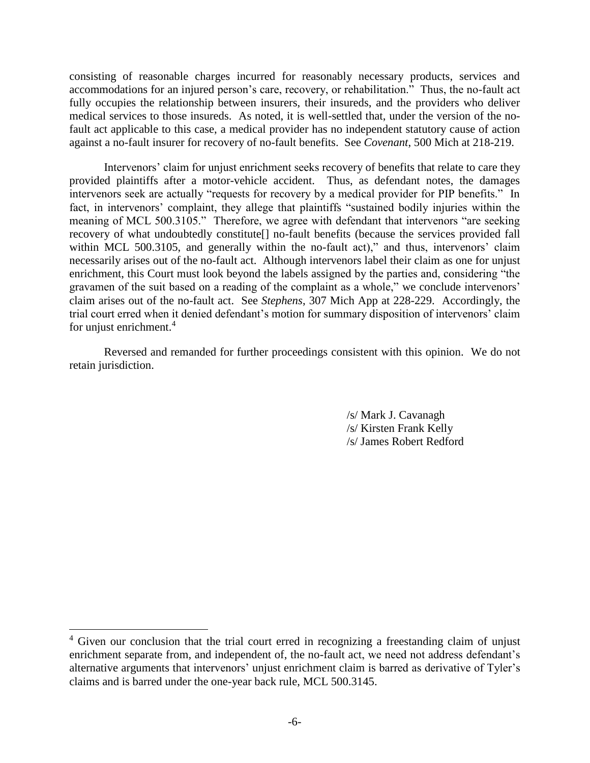consisting of reasonable charges incurred for reasonably necessary products, services and accommodations for an injured person's care, recovery, or rehabilitation." Thus, the no-fault act fully occupies the relationship between insurers, their insureds, and the providers who deliver medical services to those insureds. As noted, it is well-settled that, under the version of the no-fault act applicable to this case, a medical provider has no independent statutory cause of action against a no-fault insurer for recovery of no-fault benefits. See *Covenant*, 500 Mich at 218-219.

Intervenors' claim for unjust enrichment seeks recovery of benefits that relate to care they provided plaintiffs after a motor-vehicle accident. Thus, as defendant notes, the damages intervenors seek are actually "requests for recovery by a medical provider for PIP benefits." In fact, in intervenors' complaint, they allege that plaintiffs "sustained bodily injuries within the meaning of MCL 500.3105." Therefore, we agree with defendant that intervenors "are seeking recovery of what undoubtedly constitute[] no-fault benefits (because the services provided fall within MCL 500.3105, and generally within the no-fault act)," and thus, intervenors' claim necessarily arises out of the no-fault act. Although intervenors label their claim as one for unjust enrichment, this Court must look beyond the labels assigned by the parties and, considering "the gravamen of the suit based on a reading of the complaint as a whole," we conclude intervenors' claim arises out of the no-fault act. See *Stephens*, 307 Mich App at 228-229. Accordingly, the trial court erred when it denied defendant's motion for summary disposition of intervenors' claim for unjust enrichment.[4]

Reversed and remanded for further proceedings consistent with this opinion. We do not retain jurisdiction.

/s/ Mark J. Cavanagh
/s/ Kirsten Frank Kelly
/s/ James Robert Redford

---

[4] Given our conclusion that the trial court erred in recognizing a freestanding claim of unjust enrichment separate from, and independent of, the no-fault act, we need not address defendant's alternative arguments that intervenors' unjust enrichment claim is barred as derivative of Tyler's claims and is barred under the one-year back rule, MCL 500.3145.